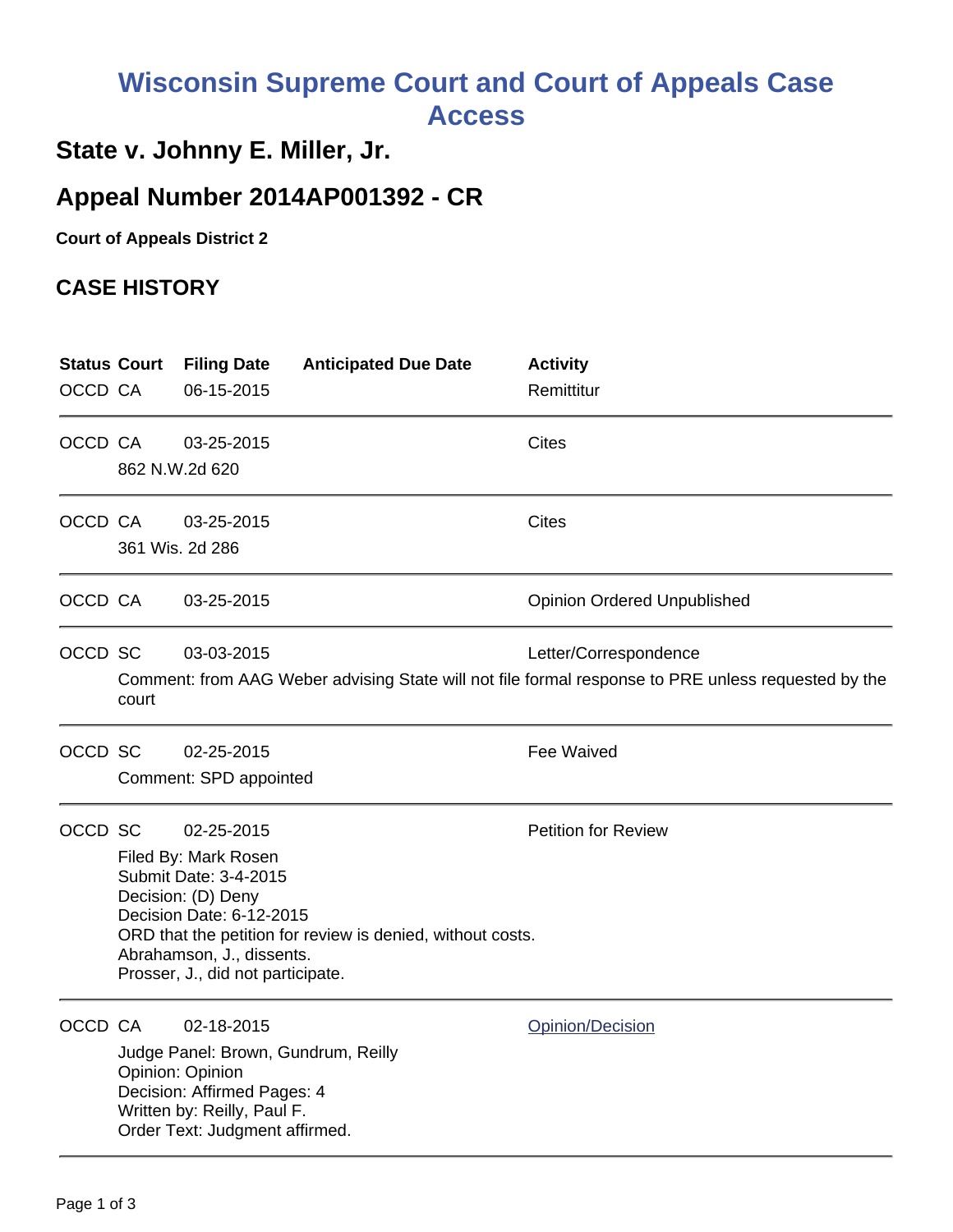# Wisconsin Supreme Court and Court of Appeals Case Access

## State v. Johnny E. Miller, Jr.

## Appeal Number 2014AP001392 - CR

**Court of Appeals District 2**

### CASE HISTORY

| Status | Court | Filing Date | Anticipated Due Date | Activity |
|---|---|---|---|---|
| OCCD | CA | 06-15-2015 | | Remittitur |
| OCCD | CA | 03-25-2015 | | Cites |
| | 862 N.W.2d 620 | | | |
| OCCD | CA | 03-25-2015 | | Cites |
| | 361 Wis. 2d 286 | | | |
| OCCD | CA | 03-25-2015 | | Opinion Ordered Unpublished |
| OCCD | SC | 03-03-2015 | | Letter/Correspondence |
| | Comment: from AAG Weber advising State will not file formal response to PRE unless requested by the court | | | |
| OCCD | SC | 02-25-2015 | | Fee Waived |
| | Comment: SPD appointed | | | |
| OCCD | SC | 02-25-2015 | | Petition for Review |
| | Filed By: Mark Rosen<br>Submit Date: 3-4-2015<br>Decision: (D) Deny<br>Decision Date: 6-12-2015<br>ORD that the petition for review is denied, without costs.<br>Abrahamson, J., dissents.<br>Prosser, J., did not participate. | | | |
| OCCD | CA | 02-18-2015 | | Opinion/Decision |
| | Judge Panel: Brown, Gundrum, Reilly<br>Opinion: Opinion<br>Decision: Affirmed Pages: 4<br>Written by: Reilly, Paul F.<br>Order Text: Judgment affirmed. | | | |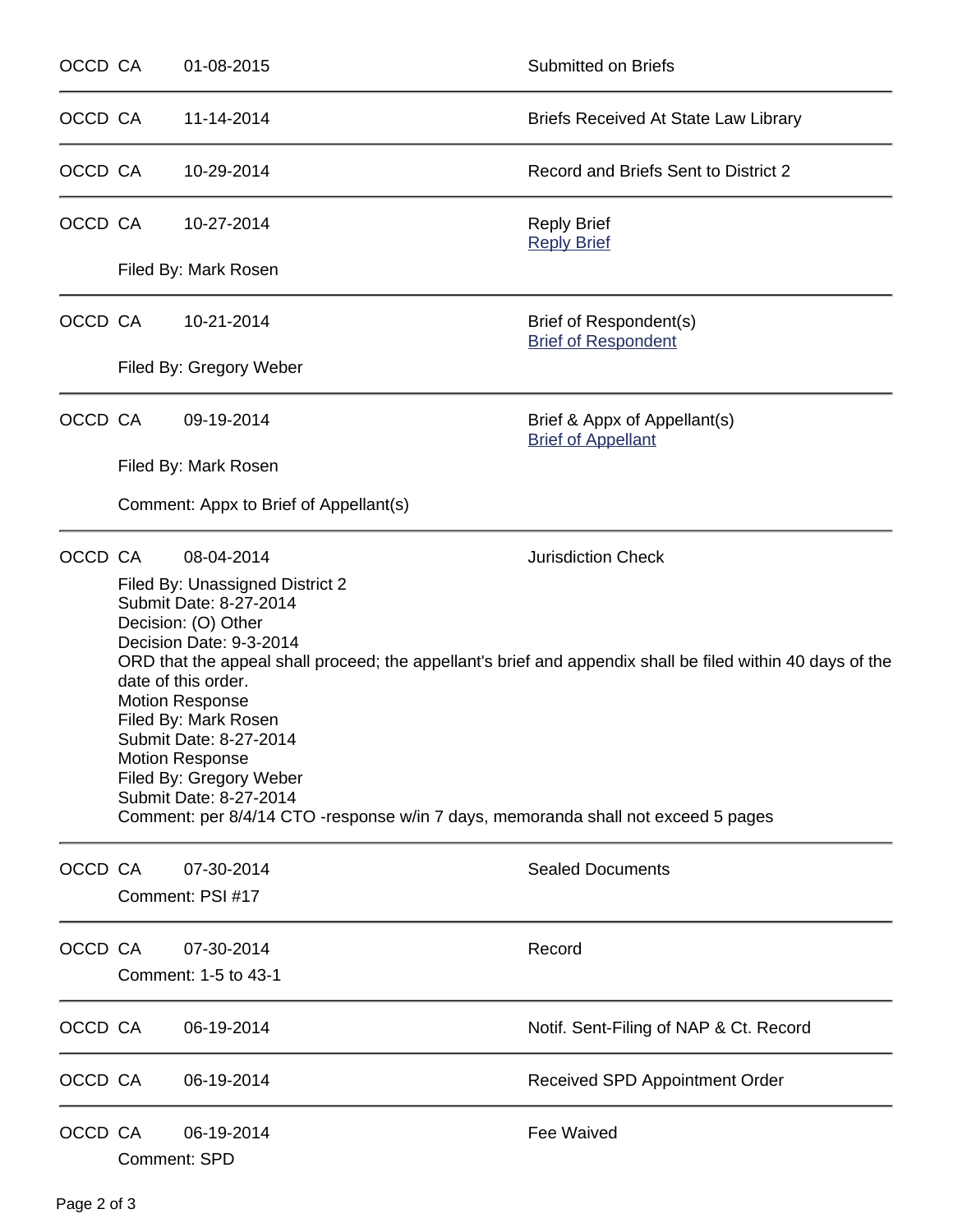OCCD CA 01-08-2015 Submitted on Briefs

---

OCCD CA 11-14-2014 Briefs Received At State Law Library

---

OCCD CA 10-29-2014 Record and Briefs Sent to District 2

---

OCCD CA 10-27-2014 Reply Brief
Reply Brief

Filed By: Mark Rosen

---

OCCD CA 10-21-2014 Brief of Respondent(s)
Brief of Respondent

Filed By: Gregory Weber

---

OCCD CA 09-19-2014 Brief & Appx of Appellant(s)
Brief of Appellant

Filed By: Mark Rosen

Comment: Appx to Brief of Appellant(s)

---

OCCD CA 08-04-2014 Jurisdiction Check

Filed By: Unassigned District 2
Submit Date: 8-27-2014
Decision: (O) Other
Decision Date: 9-3-2014
ORD that the appeal shall proceed; the appellant's brief and appendix shall be filed within 40 days of the date of this order.
Motion Response
Filed By: Mark Rosen
Submit Date: 8-27-2014
Motion Response
Filed By: Gregory Weber
Submit Date: 8-27-2014
Comment: per 8/4/14 CTO -response w/in 7 days, memoranda shall not exceed 5 pages

---

OCCD CA 07-30-2014 Sealed Documents

Comment: PSI #17

---

OCCD CA 07-30-2014 Record

Comment: 1-5 to 43-1

---

OCCD CA 06-19-2014 Notif. Sent-Filing of NAP & Ct. Record

---

OCCD CA 06-19-2014 Received SPD Appointment Order

---

OCCD CA 06-19-2014 Fee Waived

Comment: SPD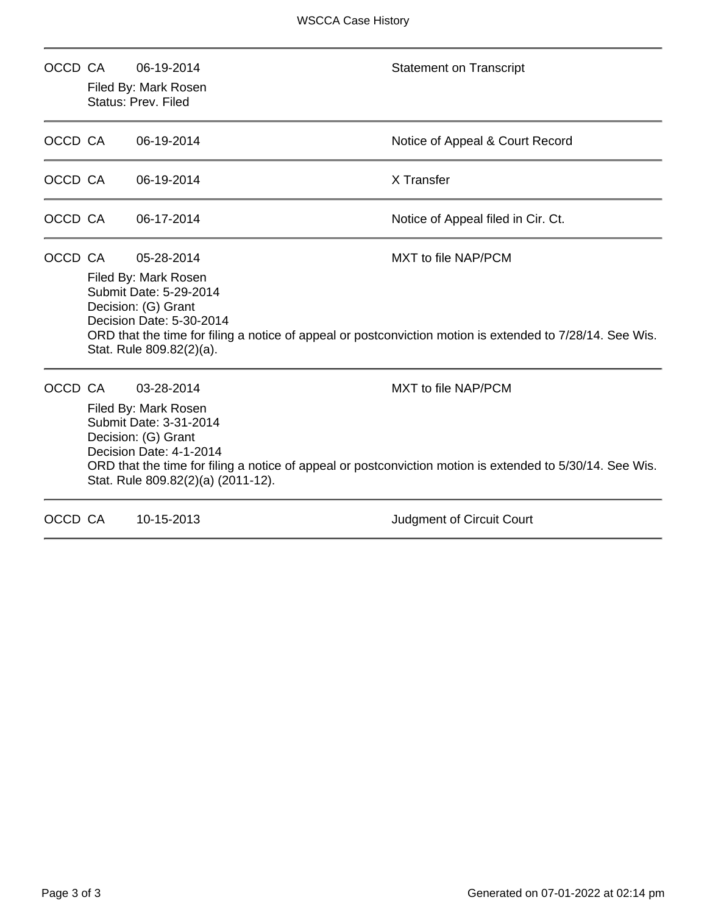| | | | |
|---|---|---|---|
| OCCD | CA | 06-19-2014 | Statement on Transcript |
| | | Filed By: Mark Rosen<br>Status: Prev. Filed | |
| OCCD | CA | 06-19-2014 | Notice of Appeal & Court Record |
| OCCD | CA | 06-19-2014 | X Transfer |
| OCCD | CA | 06-17-2014 | Notice of Appeal filed in Cir. Ct. |
| OCCD | CA | 05-28-2014 | MXT to file NAP/PCM |
| | | Filed By: Mark Rosen<br>Submit Date: 5-29-2014<br>Decision: (G) Grant<br>Decision Date: 5-30-2014<br>ORD that the time for filing a notice of appeal or postconviction motion is extended to 7/28/14. See Wis. Stat. Rule 809.82(2)(a). | |
| OCCD | CA | 03-28-2014 | MXT to file NAP/PCM |
| | | Filed By: Mark Rosen<br>Submit Date: 3-31-2014<br>Decision: (G) Grant<br>Decision Date: 4-1-2014<br>ORD that the time for filing a notice of appeal or postconviction motion is extended to 5/30/14. See Wis. Stat. Rule 809.82(2)(a) (2011-12). | |
| OCCD | CA | 10-15-2013 | Judgment of Circuit Court |